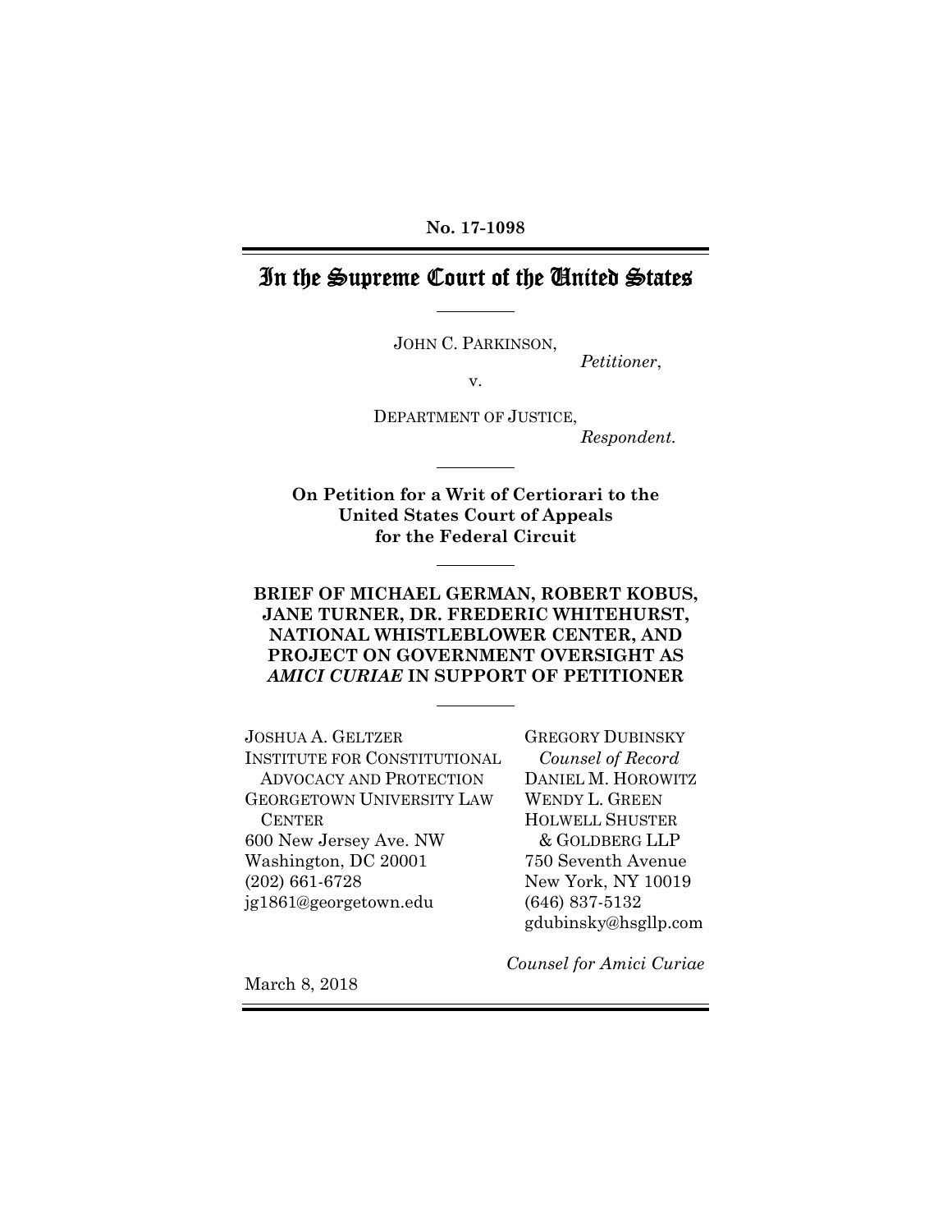No. 17-1098

# In the Supreme Court of the United States

JOHN C. PARKINSON,

*Petitioner*,

v.

DEPARTMENT OF JUSTICE,

*Respondent.*

**On Petition for a Writ of Certiorari to the United States Court of Appeals for the Federal Circuit**

**BRIEF OF MICHAEL GERMAN, ROBERT KOBUS, JANE TURNER, DR. FREDERIC WHITEHURST, NATIONAL WHISTLEBLOWER CENTER, AND PROJECT ON GOVERNMENT OVERSIGHT AS *AMICI CURIAE* IN SUPPORT OF PETITIONER**

JOSHUA A. GELTZER
INSTITUTE FOR CONSTITUTIONAL ADVOCACY AND PROTECTION
GEORGETOWN UNIVERSITY LAW CENTER
600 New Jersey Ave. NW
Washington, DC 20001
(202) 661-6728
jg1861@georgetown.edu

GREGORY DUBINSKY
*Counsel of Record*
DANIEL M. HOROWITZ
WENDY L. GREEN
HOLWELL SHUSTER & GOLDBERG LLP
750 Seventh Avenue
New York, NY 10019
(646) 837-5132
gdubinsky@hsgllp.com

*Counsel for Amici Curiae*

March 8, 2018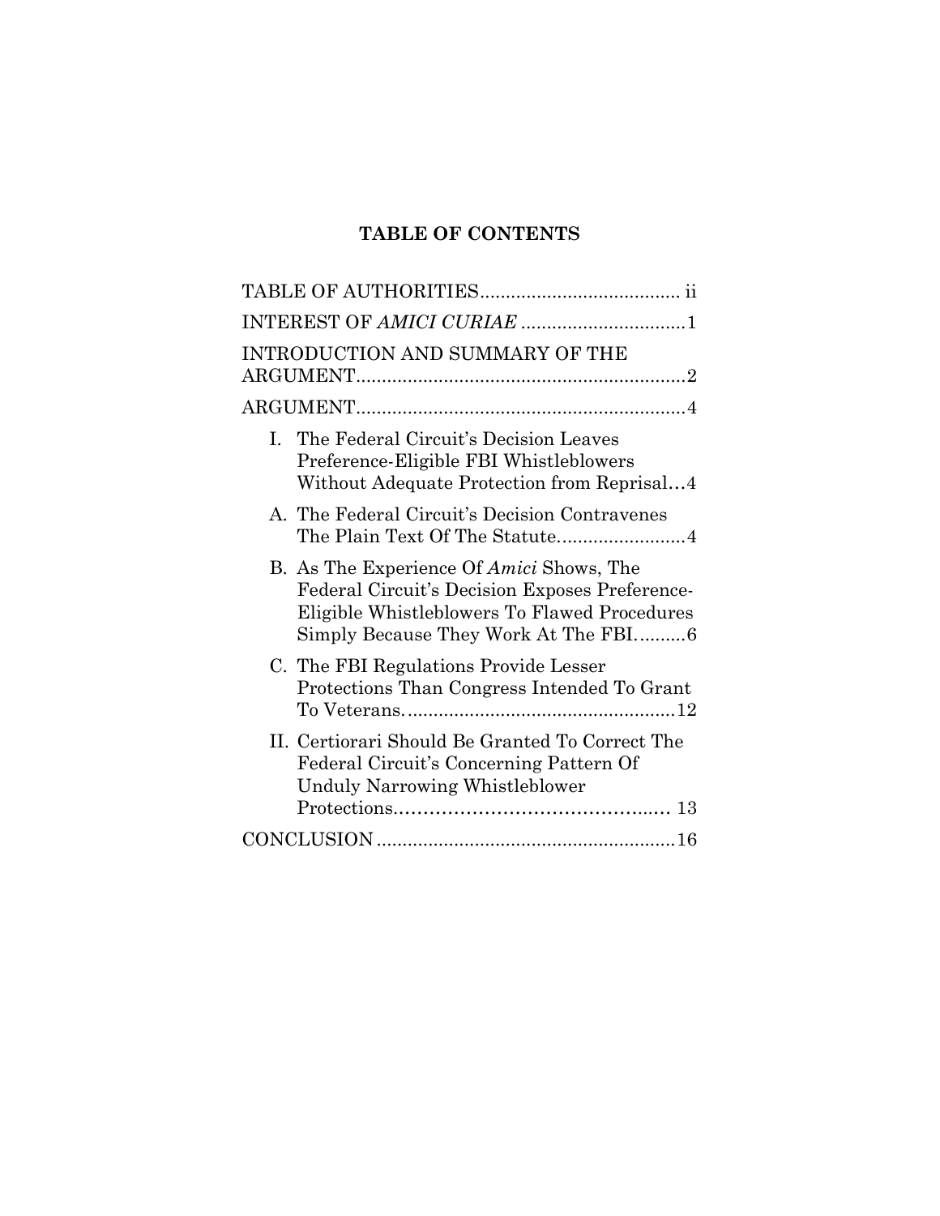# TABLE OF CONTENTS

TABLE OF AUTHORITIES....................................... ii

INTEREST OF *AMICI CURIAE* ................................1

INTRODUCTION AND SUMMARY OF THE ARGUMENT................................................................2

ARGUMENT................................................................4

I. The Federal Circuit's Decision Leaves Preference-Eligible FBI Whistleblowers Without Adequate Protection from Reprisal…4

A. The Federal Circuit's Decision Contravenes The Plain Text Of The Statute.........................4

B. As The Experience Of *Amici* Shows, The Federal Circuit's Decision Exposes Preference-Eligible Whistleblowers To Flawed Procedures Simply Because They Work At The FBI..........6

C. The FBI Regulations Provide Lesser Protections Than Congress Intended To Grant To Veterans.....................................................12

II. Certiorari Should Be Granted To Correct The Federal Circuit's Concerning Pattern Of Unduly Narrowing Whistleblower Protections………………………………….…. 13

CONCLUSION .........................................................16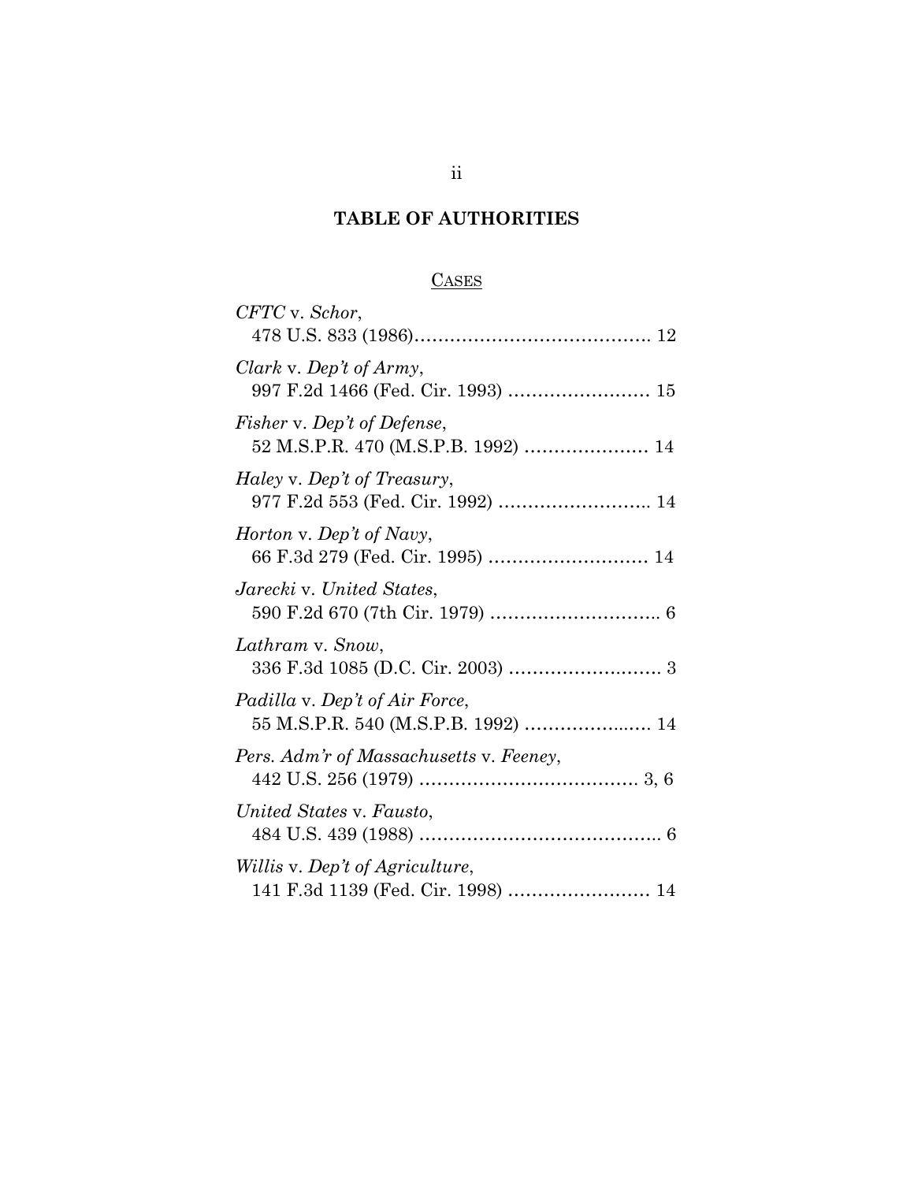# TABLE OF AUTHORITIES

## CASES

*CFTC* v. *Schor*,
478 U.S. 833 (1986)…………………………………. 12

*Clark* v. *Dep't of Army*,
997 F.2d 1466 (Fed. Cir. 1993) …………………… 15

*Fisher* v. *Dep't of Defense*,
52 M.S.P.R. 470 (M.S.P.B. 1992) ………………… 14

*Haley* v. *Dep't of Treasury*,
977 F.2d 553 (Fed. Cir. 1992) …………………….. 14

*Horton* v. *Dep't of Navy*,
66 F.3d 279 (Fed. Cir. 1995) ……………………… 14

*Jarecki* v. *United States*,
590 F.2d 670 (7th Cir. 1979) ……………………….. 6

*Lathram* v. *Snow*,
336 F.3d 1085 (D.C. Cir. 2003) …………………….. 3

*Padilla* v. *Dep't of Air Force*,
55 M.S.P.R. 540 (M.S.P.B. 1992) ………………..… 14

*Pers. Adm'r of Massachusetts* v. *Feeney*,
442 U.S. 256 (1979) ………………………………. 3, 6

*United States* v. *Fausto*,
484 U.S. 439 (1988) ………………………………….. 6

*Willis* v. *Dep't of Agriculture*,
141 F.3d 1139 (Fed. Cir. 1998) …………………… 14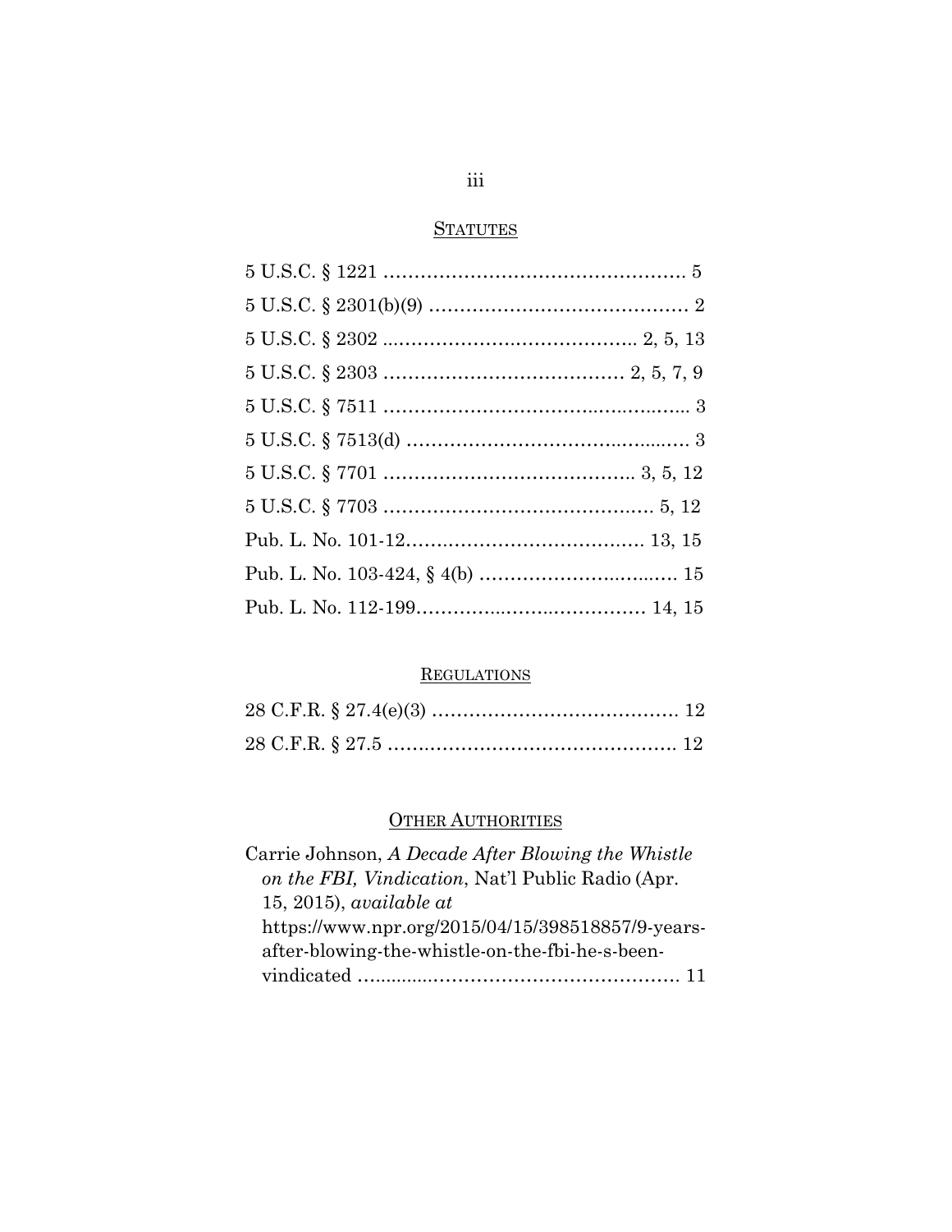## STATUTES

5 U.S.C. § 1221 .................................................. 5
5 U.S.C. § 2301(b)(9) ........................................... 2
5 U.S.C. § 2302 .......................................... 2, 5, 13
5 U.S.C. § 2303 ........................................ 2, 5, 7, 9
5 U.S.C. § 7511 ................................................... 3
5 U.S.C. § 7513(d) ............................................... 3
5 U.S.C. § 7701 ......................................... 3, 5, 12
5 U.S.C. § 7703 ............................................. 5, 12
Pub. L. No. 101-12 ....................................... 13, 15
Pub. L. No. 103-424, § 4(b) ................................. 15
Pub. L. No. 112-199 ...................................... 14, 15

## REGULATIONS

28 C.F.R. § 27.4(e)(3) ......................................... 12
28 C.F.R. § 27.5 ................................................ 12

## OTHER AUTHORITIES

Carrie Johnson, *A Decade After Blowing the Whistle on the FBI, Vindication*, Nat'l Public Radio (Apr. 15, 2015), *available at* https://www.npr.org/2015/04/15/398518857/9-years-after-blowing-the-whistle-on-the-fbi-he-s-been-vindicated ........................................................ 11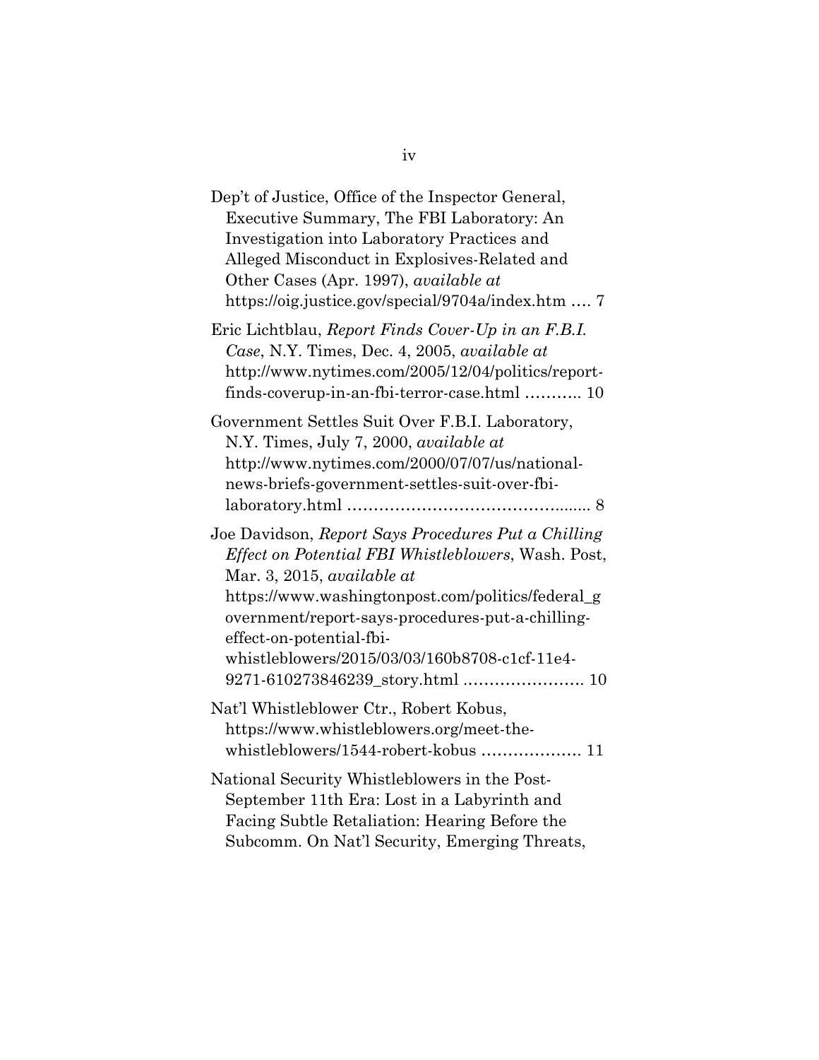Dep't of Justice, Office of the Inspector General, Executive Summary, The FBI Laboratory: An Investigation into Laboratory Practices and Alleged Misconduct in Explosives-Related and Other Cases (Apr. 1997), *available at* https://oig.justice.gov/special/9704a/index.htm .... 7

Eric Lichtblau, *Report Finds Cover-Up in an F.B.I. Case*, N.Y. Times, Dec. 4, 2005, *available at* http://www.nytimes.com/2005/12/04/politics/report-finds-coverup-in-an-fbi-terror-case.html ........... 10

Government Settles Suit Over F.B.I. Laboratory, N.Y. Times, July 7, 2000, *available at* http://www.nytimes.com/2000/07/07/us/national-news-briefs-government-settles-suit-over-fbi-laboratory.html ............................................... 8

Joe Davidson, *Report Says Procedures Put a Chilling Effect on Potential FBI Whistleblowers*, Wash. Post, Mar. 3, 2015, *available at* https://www.washingtonpost.com/politics/federal_government/report-says-procedures-put-a-chilling-effect-on-potential-fbi-whistleblowers/2015/03/03/160b8708-c1cf-11e4-9271-610273846239_story.html ....................... 10

Nat'l Whistleblower Ctr., Robert Kobus, https://www.whistleblowers.org/meet-the-whistleblowers/1544-robert-kobus ................... 11

National Security Whistleblowers in the Post-September 11th Era: Lost in a Labyrinth and Facing Subtle Retaliation: Hearing Before the Subcomm. On Nat'l Security, Emerging Threats,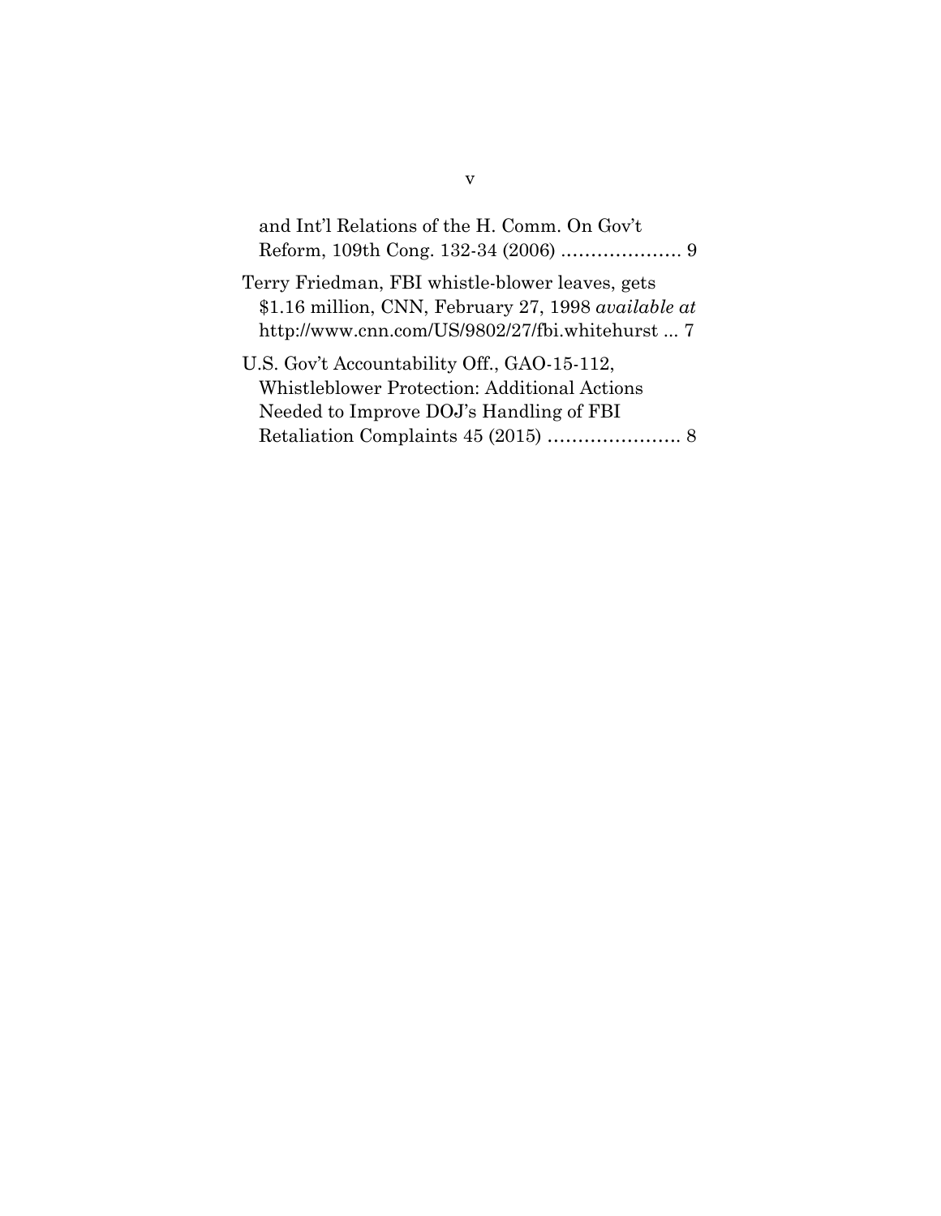and Int'l Relations of the H. Comm. On Gov't Reform, 109th Cong. 132-34 (2006) .................... 9

Terry Friedman, FBI whistle-blower leaves, gets $1.16 million, CNN, February 27, 1998 *available at* http://www.cnn.com/US/9802/27/fbi.whitehurst ... 7

U.S. Gov't Accountability Off., GAO-15-112, Whistleblower Protection: Additional Actions Needed to Improve DOJ's Handling of FBI Retaliation Complaints 45 (2015) ...................... 8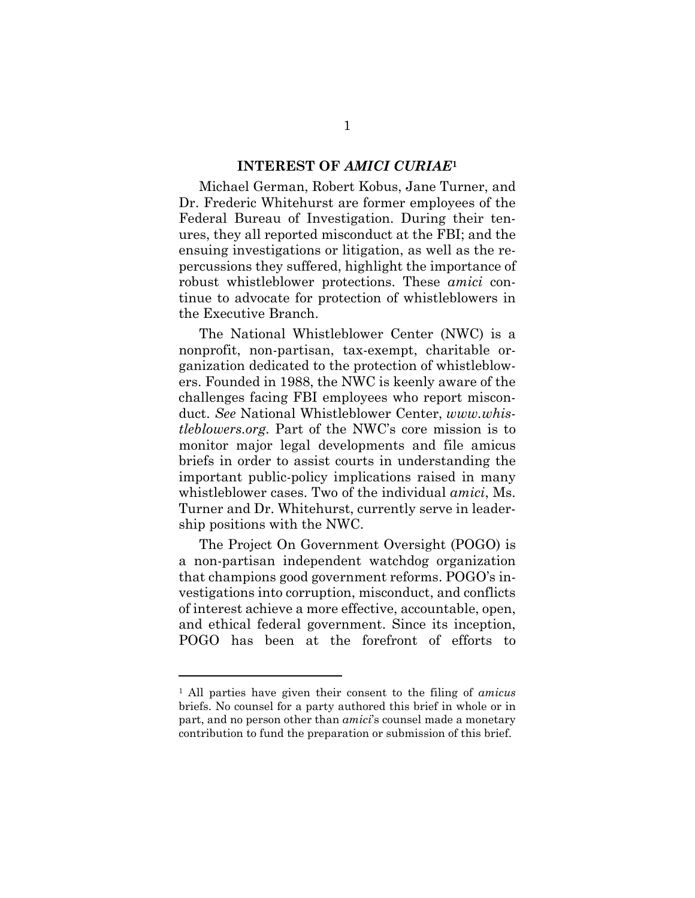## INTEREST OF *AMICI CURIAE*[1]

Michael German, Robert Kobus, Jane Turner, and Dr. Frederic Whitehurst are former employees of the Federal Bureau of Investigation. During their tenures, they all reported misconduct at the FBI; and the ensuing investigations or litigation, as well as the repercussions they suffered, highlight the importance of robust whistleblower protections. These *amici* continue to advocate for protection of whistleblowers in the Executive Branch.

The National Whistleblower Center (NWC) is a nonprofit, non-partisan, tax-exempt, charitable organization dedicated to the protection of whistleblowers. Founded in 1988, the NWC is keenly aware of the challenges facing FBI employees who report misconduct. *See* National Whistleblower Center, *www.whistleblowers.org*. Part of the NWC's core mission is to monitor major legal developments and file amicus briefs in order to assist courts in understanding the important public-policy implications raised in many whistleblower cases. Two of the individual *amici*, Ms. Turner and Dr. Whitehurst, currently serve in leadership positions with the NWC.

The Project On Government Oversight (POGO) is a non-partisan independent watchdog organization that champions good government reforms. POGO's investigations into corruption, misconduct, and conflicts of interest achieve a more effective, accountable, open, and ethical federal government. Since its inception, POGO has been at the forefront of efforts to

---

[1] All parties have given their consent to the filing of *amicus* briefs. No counsel for a party authored this brief in whole or in part, and no person other than *amici*'s counsel made a monetary contribution to fund the preparation or submission of this brief.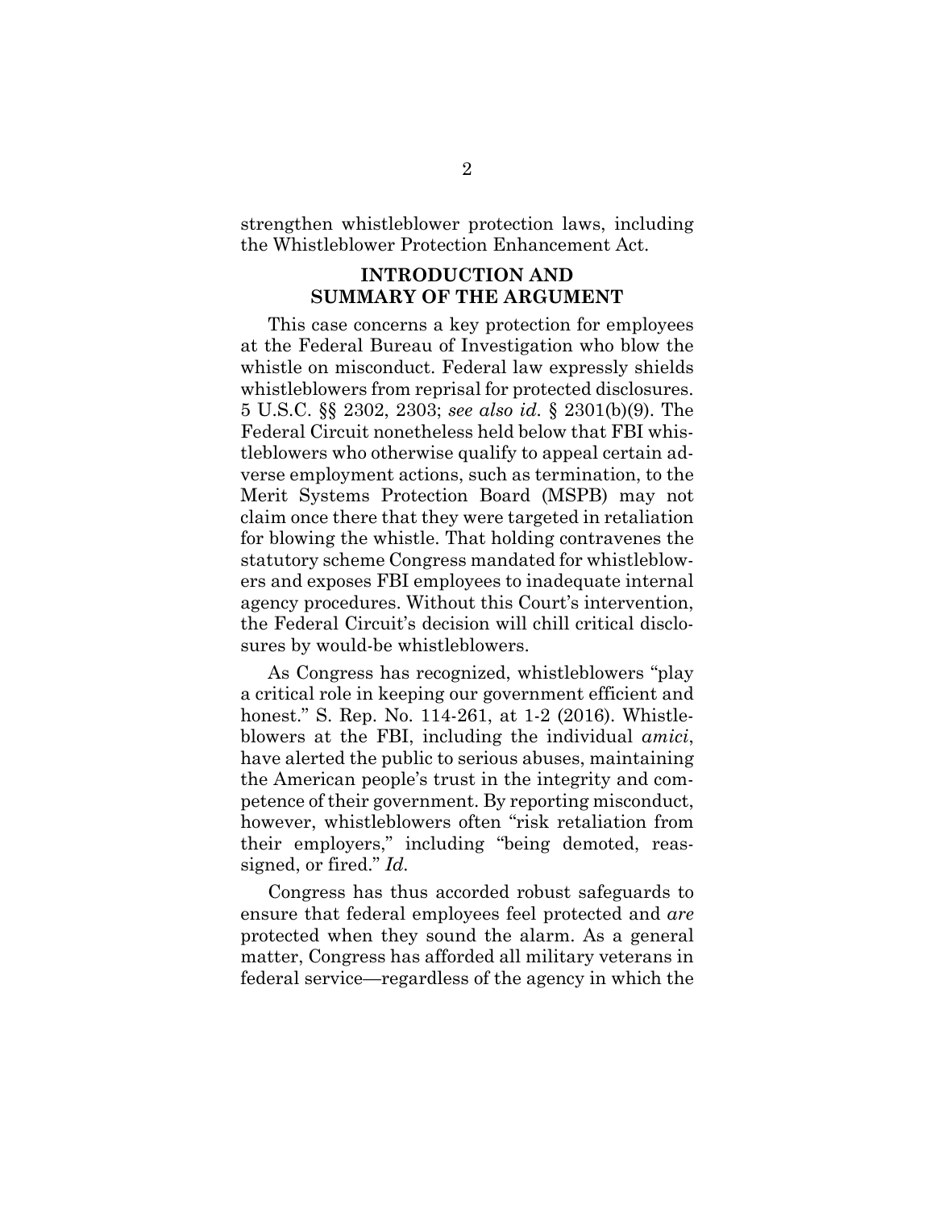strengthen whistleblower protection laws, including the Whistleblower Protection Enhancement Act.

## INTRODUCTION AND SUMMARY OF THE ARGUMENT

This case concerns a key protection for employees at the Federal Bureau of Investigation who blow the whistle on misconduct. Federal law expressly shields whistleblowers from reprisal for protected disclosures. 5 U.S.C. §§ 2302, 2303; *see also id.* § 2301(b)(9). The Federal Circuit nonetheless held below that FBI whistleblowers who otherwise qualify to appeal certain adverse employment actions, such as termination, to the Merit Systems Protection Board (MSPB) may not claim once there that they were targeted in retaliation for blowing the whistle. That holding contravenes the statutory scheme Congress mandated for whistleblowers and exposes FBI employees to inadequate internal agency procedures. Without this Court's intervention, the Federal Circuit's decision will chill critical disclosures by would-be whistleblowers.

As Congress has recognized, whistleblowers "play a critical role in keeping our government efficient and honest." S. Rep. No. 114-261, at 1-2 (2016). Whistleblowers at the FBI, including the individual *amici*, have alerted the public to serious abuses, maintaining the American people's trust in the integrity and competence of their government. By reporting misconduct, however, whistleblowers often "risk retaliation from their employers," including "being demoted, reassigned, or fired." *Id.*

Congress has thus accorded robust safeguards to ensure that federal employees feel protected and *are* protected when they sound the alarm. As a general matter, Congress has afforded all military veterans in federal service—regardless of the agency in which the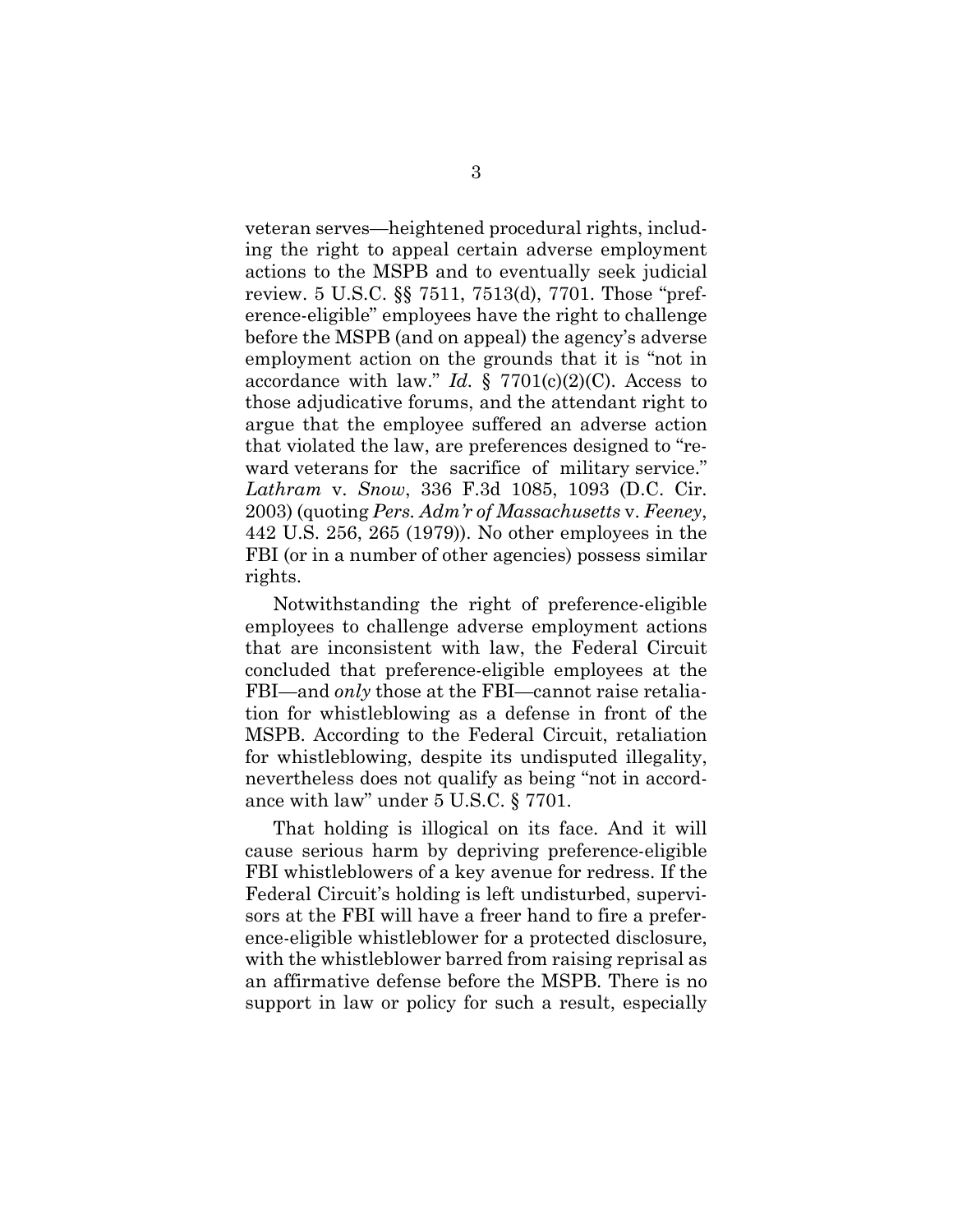veteran serves—heightened procedural rights, including the right to appeal certain adverse employment actions to the MSPB and to eventually seek judicial review. 5 U.S.C. §§ 7511, 7513(d), 7701. Those "preference-eligible" employees have the right to challenge before the MSPB (and on appeal) the agency's adverse employment action on the grounds that it is "not in accordance with law." *Id.* § 7701(c)(2)(C). Access to those adjudicative forums, and the attendant right to argue that the employee suffered an adverse action that violated the law, are preferences designed to "reward veterans for the sacrifice of military service." *Lathram* v. *Snow*, 336 F.3d 1085, 1093 (D.C. Cir. 2003) (quoting *Pers. Adm'r of Massachusetts* v. *Feeney*, 442 U.S. 256, 265 (1979)). No other employees in the FBI (or in a number of other agencies) possess similar rights.

Notwithstanding the right of preference-eligible employees to challenge adverse employment actions that are inconsistent with law, the Federal Circuit concluded that preference-eligible employees at the FBI—and *only* those at the FBI—cannot raise retaliation for whistleblowing as a defense in front of the MSPB. According to the Federal Circuit, retaliation for whistleblowing, despite its undisputed illegality, nevertheless does not qualify as being "not in accordance with law" under 5 U.S.C. § 7701.

That holding is illogical on its face. And it will cause serious harm by depriving preference-eligible FBI whistleblowers of a key avenue for redress. If the Federal Circuit's holding is left undisturbed, supervisors at the FBI will have a freer hand to fire a preference-eligible whistleblower for a protected disclosure, with the whistleblower barred from raising reprisal as an affirmative defense before the MSPB. There is no support in law or policy for such a result, especially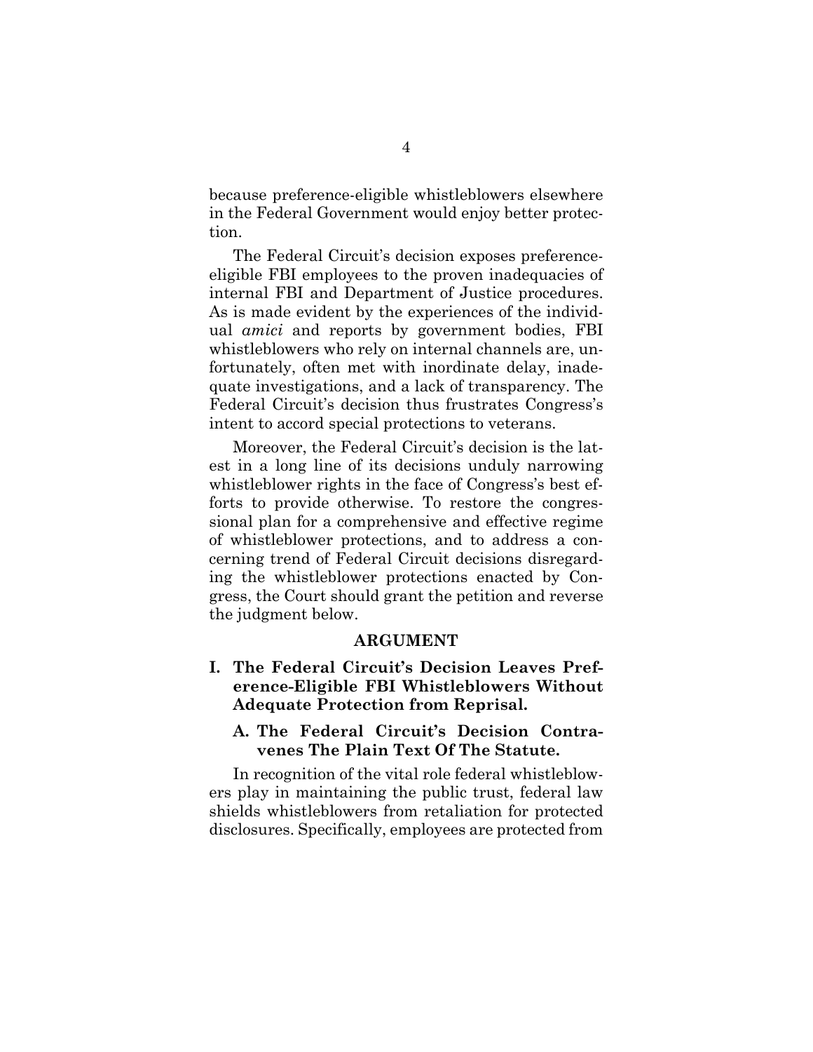because preference-eligible whistleblowers elsewhere in the Federal Government would enjoy better protection.

The Federal Circuit's decision exposes preference-eligible FBI employees to the proven inadequacies of internal FBI and Department of Justice procedures. As is made evident by the experiences of the individual *amici* and reports by government bodies, FBI whistleblowers who rely on internal channels are, unfortunately, often met with inordinate delay, inadequate investigations, and a lack of transparency. The Federal Circuit's decision thus frustrates Congress's intent to accord special protections to veterans.

Moreover, the Federal Circuit's decision is the latest in a long line of its decisions unduly narrowing whistleblower rights in the face of Congress's best efforts to provide otherwise. To restore the congressional plan for a comprehensive and effective regime of whistleblower protections, and to address a concerning trend of Federal Circuit decisions disregarding the whistleblower protections enacted by Congress, the Court should grant the petition and reverse the judgment below.

## ARGUMENT

### I. The Federal Circuit's Decision Leaves Preference-Eligible FBI Whistleblowers Without Adequate Protection from Reprisal.

#### A. The Federal Circuit's Decision Contravenes The Plain Text Of The Statute.

In recognition of the vital role federal whistleblowers play in maintaining the public trust, federal law shields whistleblowers from retaliation for protected disclosures. Specifically, employees are protected from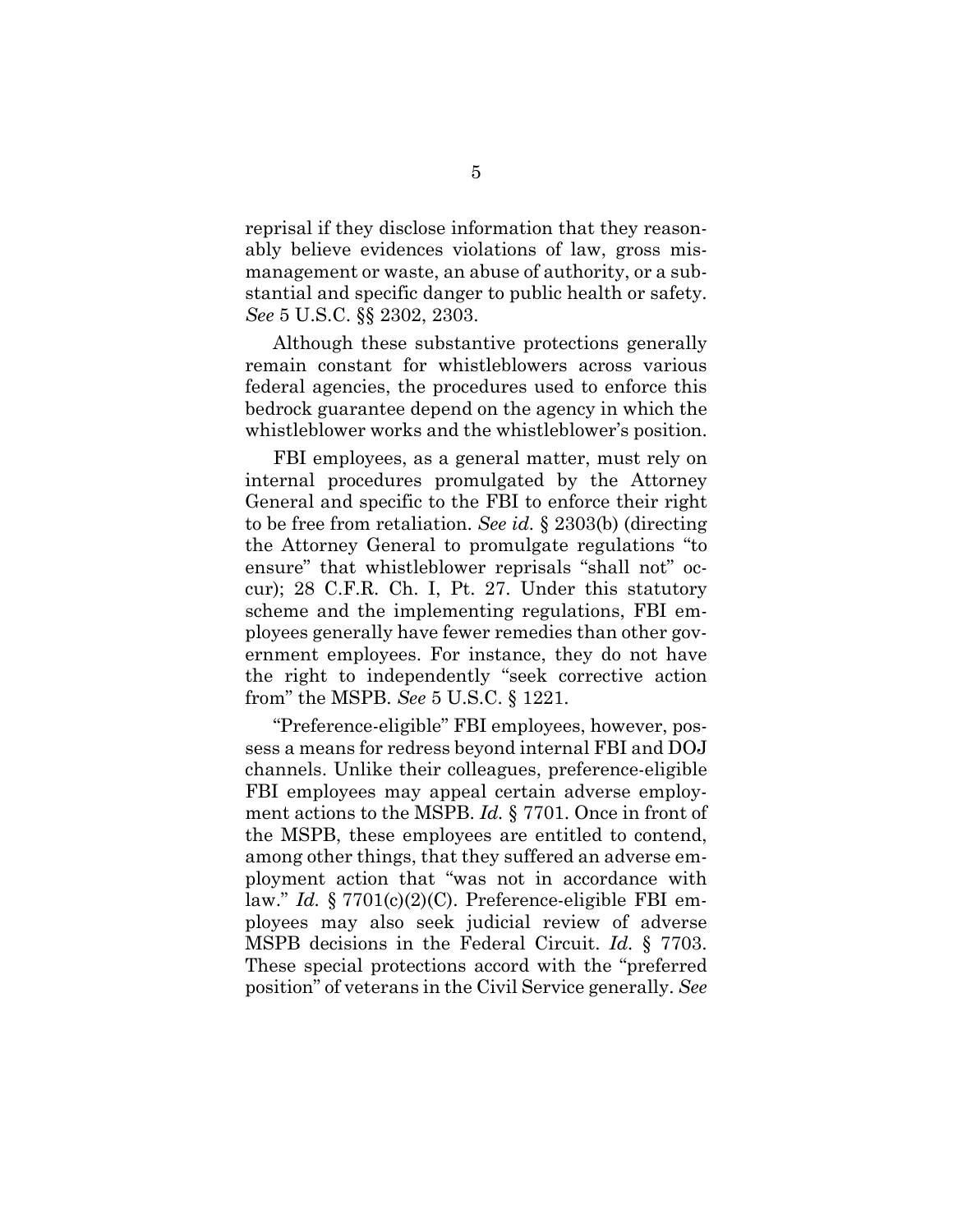reprisal if they disclose information that they reasonably believe evidences violations of law, gross mismanagement or waste, an abuse of authority, or a substantial and specific danger to public health or safety. *See* 5 U.S.C. §§ 2302, 2303.

Although these substantive protections generally remain constant for whistleblowers across various federal agencies, the procedures used to enforce this bedrock guarantee depend on the agency in which the whistleblower works and the whistleblower's position.

FBI employees, as a general matter, must rely on internal procedures promulgated by the Attorney General and specific to the FBI to enforce their right to be free from retaliation. *See id.* § 2303(b) (directing the Attorney General to promulgate regulations "to ensure" that whistleblower reprisals "shall not" occur); 28 C.F.R. Ch. I, Pt. 27. Under this statutory scheme and the implementing regulations, FBI employees generally have fewer remedies than other government employees. For instance, they do not have the right to independently "seek corrective action from" the MSPB. *See* 5 U.S.C. § 1221.

"Preference-eligible" FBI employees, however, possess a means for redress beyond internal FBI and DOJ channels. Unlike their colleagues, preference-eligible FBI employees may appeal certain adverse employment actions to the MSPB. *Id.* § 7701. Once in front of the MSPB, these employees are entitled to contend, among other things, that they suffered an adverse employment action that "was not in accordance with law." *Id.* § 7701(c)(2)(C). Preference-eligible FBI employees may also seek judicial review of adverse MSPB decisions in the Federal Circuit. *Id.* § 7703. These special protections accord with the "preferred position" of veterans in the Civil Service generally. *See*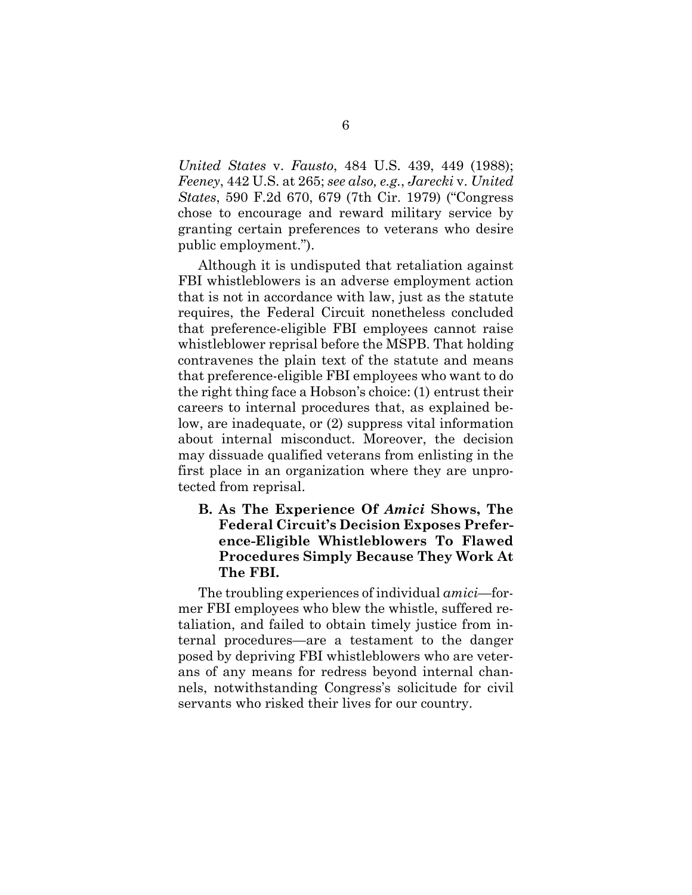*United States* v. *Fausto*, 484 U.S. 439, 449 (1988); *Feeney*, 442 U.S. at 265; *see also, e.g.*, *Jarecki* v. *United States*, 590 F.2d 670, 679 (7th Cir. 1979) ("Congress chose to encourage and reward military service by granting certain preferences to veterans who desire public employment.").

Although it is undisputed that retaliation against FBI whistleblowers is an adverse employment action that is not in accordance with law, just as the statute requires, the Federal Circuit nonetheless concluded that preference-eligible FBI employees cannot raise whistleblower reprisal before the MSPB. That holding contravenes the plain text of the statute and means that preference-eligible FBI employees who want to do the right thing face a Hobson's choice: (1) entrust their careers to internal procedures that, as explained below, are inadequate, or (2) suppress vital information about internal misconduct. Moreover, the decision may dissuade qualified veterans from enlisting in the first place in an organization where they are unprotected from reprisal.

### B. As The Experience Of *Amici* Shows, The Federal Circuit's Decision Exposes Preference-Eligible Whistleblowers To Flawed Procedures Simply Because They Work At The FBI.

The troubling experiences of individual *amici*—former FBI employees who blew the whistle, suffered retaliation, and failed to obtain timely justice from internal procedures—are a testament to the danger posed by depriving FBI whistleblowers who are veterans of any means for redress beyond internal channels, notwithstanding Congress's solicitude for civil servants who risked their lives for our country.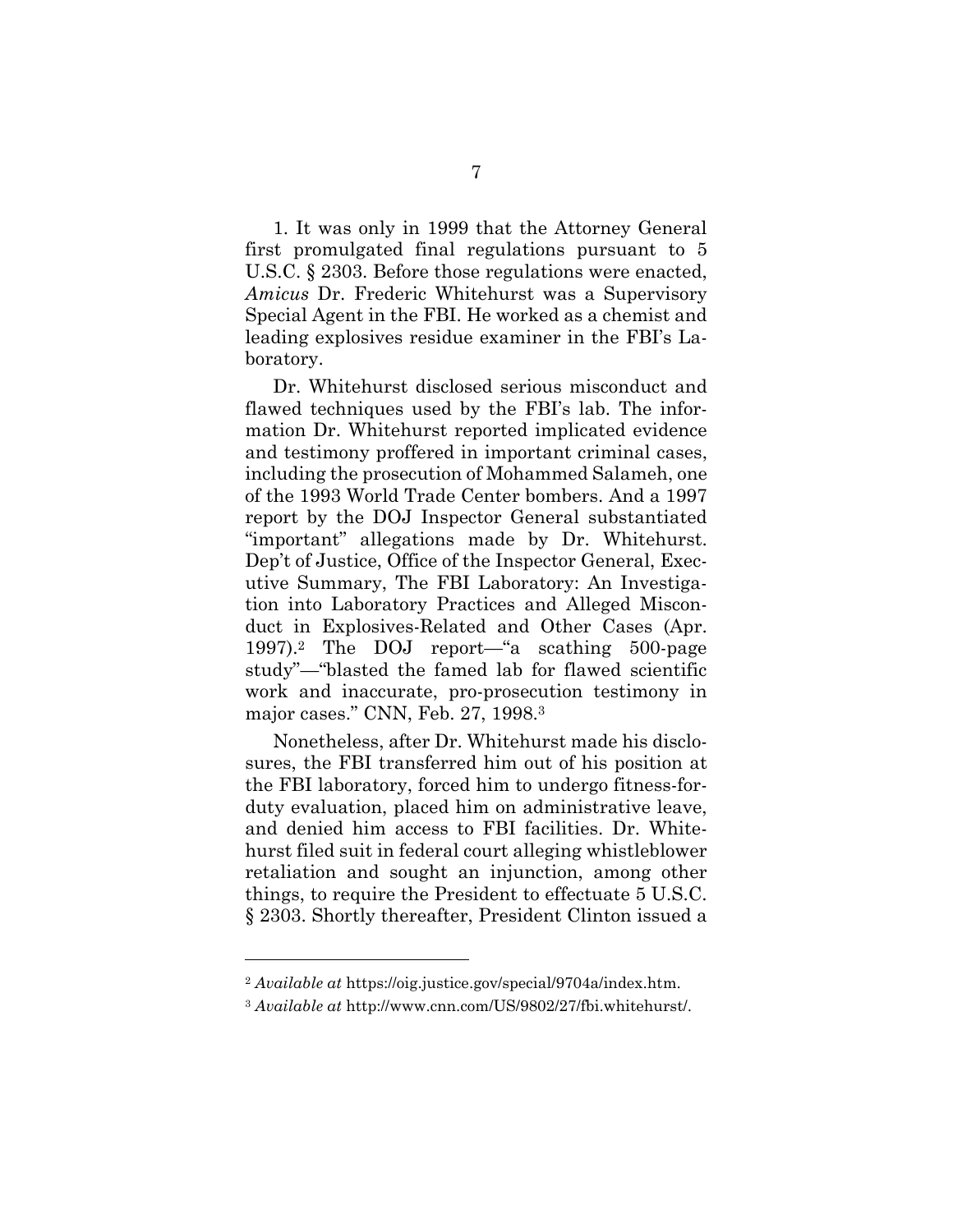1. It was only in 1999 that the Attorney General first promulgated final regulations pursuant to 5 U.S.C. § 2303. Before those regulations were enacted, *Amicus* Dr. Frederic Whitehurst was a Supervisory Special Agent in the FBI. He worked as a chemist and leading explosives residue examiner in the FBI's Laboratory.

Dr. Whitehurst disclosed serious misconduct and flawed techniques used by the FBI's lab. The information Dr. Whitehurst reported implicated evidence and testimony proffered in important criminal cases, including the prosecution of Mohammed Salameh, one of the 1993 World Trade Center bombers. And a 1997 report by the DOJ Inspector General substantiated "important" allegations made by Dr. Whitehurst. Dep't of Justice, Office of the Inspector General, Executive Summary, The FBI Laboratory: An Investigation into Laboratory Practices and Alleged Misconduct in Explosives-Related and Other Cases (Apr. 1997).[2] The DOJ report—"a scathing 500-page study"—"blasted the famed lab for flawed scientific work and inaccurate, pro-prosecution testimony in major cases." CNN, Feb. 27, 1998.[3]

Nonetheless, after Dr. Whitehurst made his disclosures, the FBI transferred him out of his position at the FBI laboratory, forced him to undergo fitness-for-duty evaluation, placed him on administrative leave, and denied him access to FBI facilities. Dr. Whitehurst filed suit in federal court alleging whistleblower retaliation and sought an injunction, among other things, to require the President to effectuate 5 U.S.C. § 2303. Shortly thereafter, President Clinton issued a

---

[2] *Available at* https://oig.justice.gov/special/9704a/index.htm.

[3] *Available at* http://www.cnn.com/US/9802/27/fbi.whitehurst/.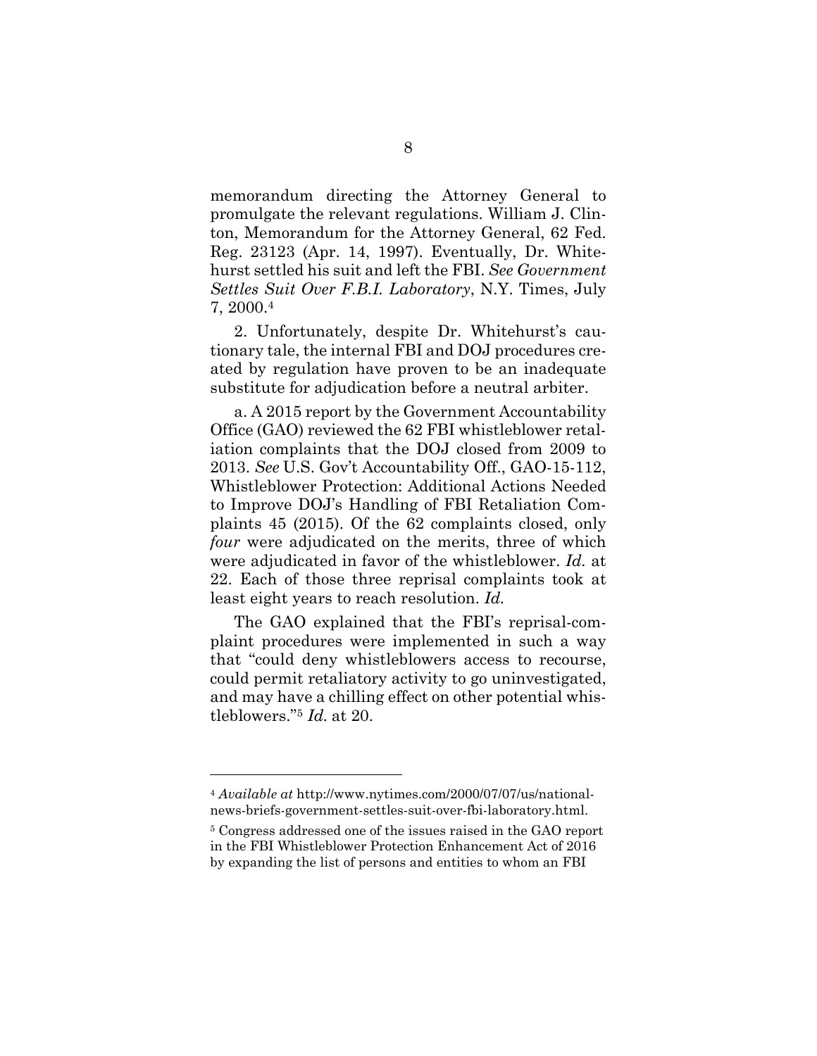memorandum directing the Attorney General to promulgate the relevant regulations. William J. Clinton, Memorandum for the Attorney General, 62 Fed. Reg. 23123 (Apr. 14, 1997). Eventually, Dr. Whitehurst settled his suit and left the FBI. *See Government Settles Suit Over F.B.I. Laboratory*, N.Y. Times, July 7, 2000.[4]

2. Unfortunately, despite Dr. Whitehurst's cautionary tale, the internal FBI and DOJ procedures created by regulation have proven to be an inadequate substitute for adjudication before a neutral arbiter.

a. A 2015 report by the Government Accountability Office (GAO) reviewed the 62 FBI whistleblower retaliation complaints that the DOJ closed from 2009 to 2013. *See* U.S. Gov't Accountability Off., GAO-15-112, Whistleblower Protection: Additional Actions Needed to Improve DOJ's Handling of FBI Retaliation Complaints 45 (2015). Of the 62 complaints closed, only *four* were adjudicated on the merits, three of which were adjudicated in favor of the whistleblower. *Id.* at 22. Each of those three reprisal complaints took at least eight years to reach resolution. *Id.*

The GAO explained that the FBI's reprisal-complaint procedures were implemented in such a way that "could deny whistleblowers access to recourse, could permit retaliatory activity to go uninvestigated, and may have a chilling effect on other potential whistleblowers."[5] *Id.* at 20.

---

[4] *Available at* http://www.nytimes.com/2000/07/07/us/national-news-briefs-government-settles-suit-over-fbi-laboratory.html.

[5] Congress addressed one of the issues raised in the GAO report in the FBI Whistleblower Protection Enhancement Act of 2016 by expanding the list of persons and entities to whom an FBI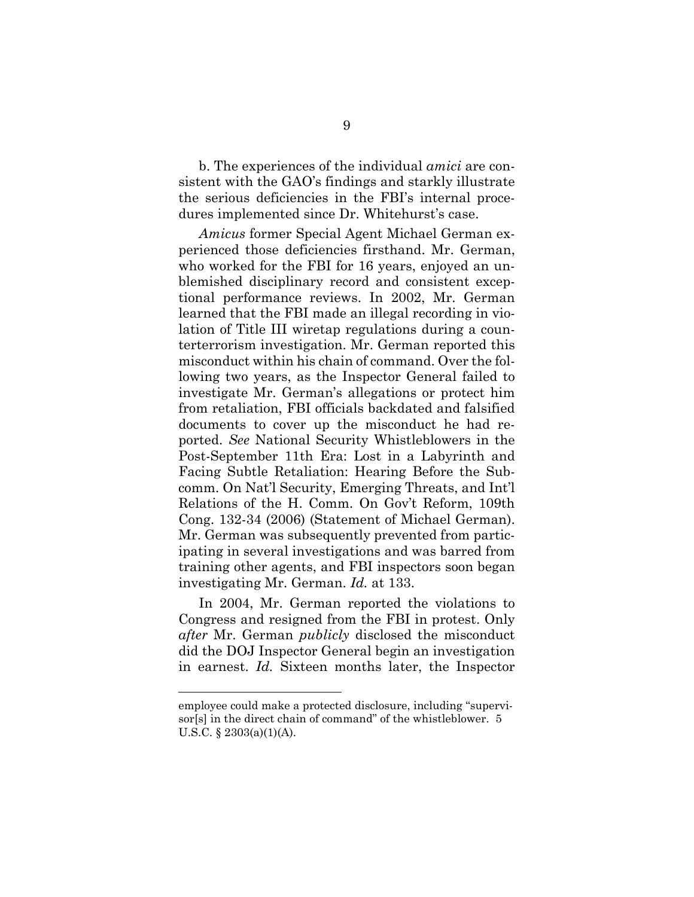b. The experiences of the individual *amici* are consistent with the GAO's findings and starkly illustrate the serious deficiencies in the FBI's internal procedures implemented since Dr. Whitehurst's case.

*Amicus* former Special Agent Michael German experienced those deficiencies firsthand. Mr. German, who worked for the FBI for 16 years, enjoyed an unblemished disciplinary record and consistent exceptional performance reviews. In 2002, Mr. German learned that the FBI made an illegal recording in violation of Title III wiretap regulations during a counterterrorism investigation. Mr. German reported this misconduct within his chain of command. Over the following two years, as the Inspector General failed to investigate Mr. German's allegations or protect him from retaliation, FBI officials backdated and falsified documents to cover up the misconduct he had reported. *See* National Security Whistleblowers in the Post-September 11th Era: Lost in a Labyrinth and Facing Subtle Retaliation: Hearing Before the Subcomm. On Nat'l Security, Emerging Threats, and Int'l Relations of the H. Comm. On Gov't Reform, 109th Cong. 132-34 (2006) (Statement of Michael German). Mr. German was subsequently prevented from participating in several investigations and was barred from training other agents, and FBI inspectors soon began investigating Mr. German. *Id.* at 133.

In 2004, Mr. German reported the violations to Congress and resigned from the FBI in protest. Only *after* Mr. German *publicly* disclosed the misconduct did the DOJ Inspector General begin an investigation in earnest. *Id.* Sixteen months later, the Inspector

---

employee could make a protected disclosure, including "supervisor[s] in the direct chain of command" of the whistleblower. 5 U.S.C. § 2303(a)(1)(A).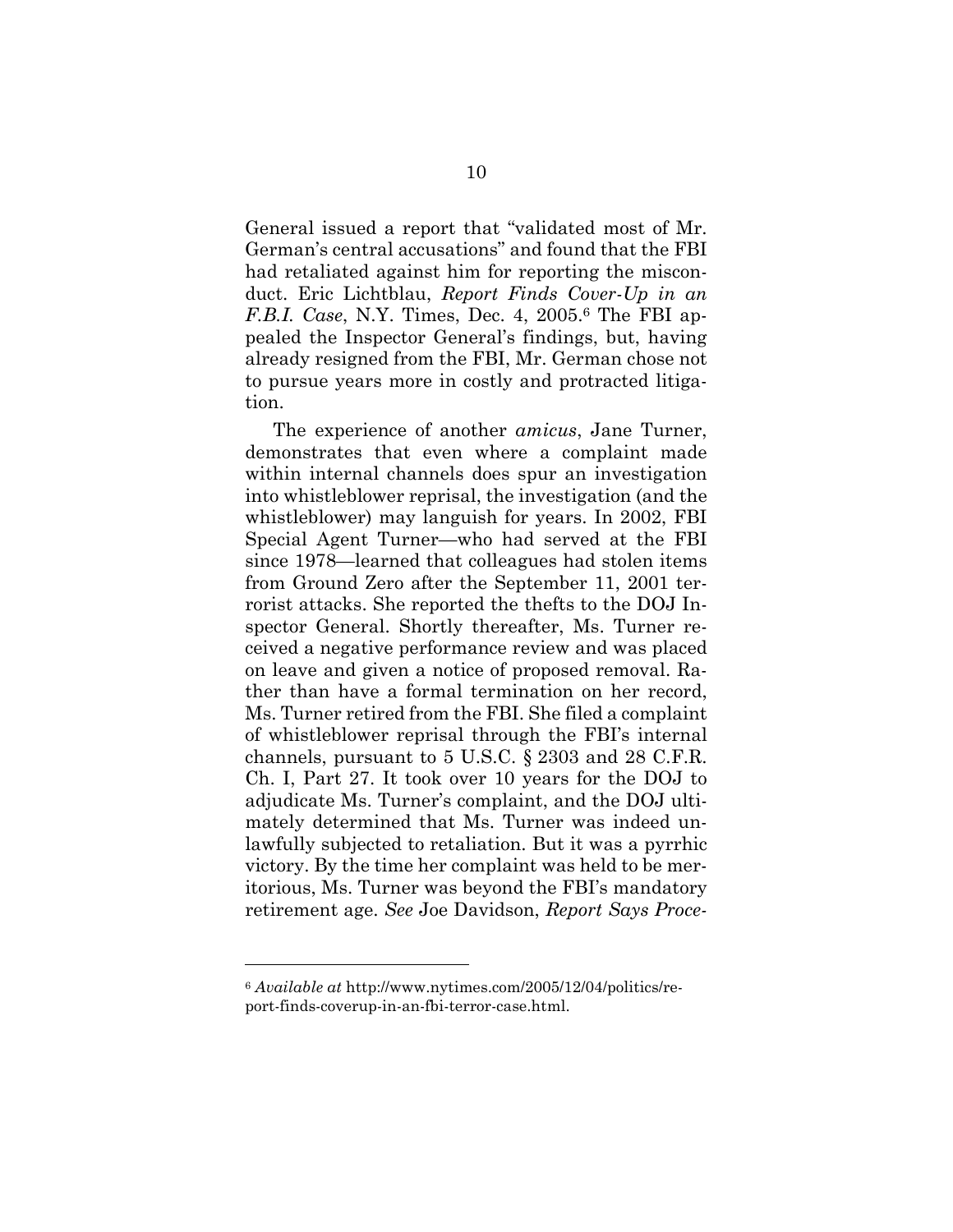General issued a report that "validated most of Mr. German's central accusations" and found that the FBI had retaliated against him for reporting the misconduct. Eric Lichtblau, *Report Finds Cover-Up in an F.B.I. Case*, N.Y. Times, Dec. 4, 2005.[6] The FBI appealed the Inspector General's findings, but, having already resigned from the FBI, Mr. German chose not to pursue years more in costly and protracted litigation.

The experience of another *amicus*, Jane Turner, demonstrates that even where a complaint made within internal channels does spur an investigation into whistleblower reprisal, the investigation (and the whistleblower) may languish for years. In 2002, FBI Special Agent Turner—who had served at the FBI since 1978—learned that colleagues had stolen items from Ground Zero after the September 11, 2001 terrorist attacks. She reported the thefts to the DOJ Inspector General. Shortly thereafter, Ms. Turner received a negative performance review and was placed on leave and given a notice of proposed removal. Rather than have a formal termination on her record, Ms. Turner retired from the FBI. She filed a complaint of whistleblower reprisal through the FBI's internal channels, pursuant to 5 U.S.C. § 2303 and 28 C.F.R. Ch. I, Part 27. It took over 10 years for the DOJ to adjudicate Ms. Turner's complaint, and the DOJ ultimately determined that Ms. Turner was indeed unlawfully subjected to retaliation. But it was a pyrrhic victory. By the time her complaint was held to be meritorious, Ms. Turner was beyond the FBI's mandatory retirement age. *See* Joe Davidson, *Report Says Proce-*

---

[6] *Available at* http://www.nytimes.com/2005/12/04/politics/report-finds-coverup-in-an-fbi-terror-case.html.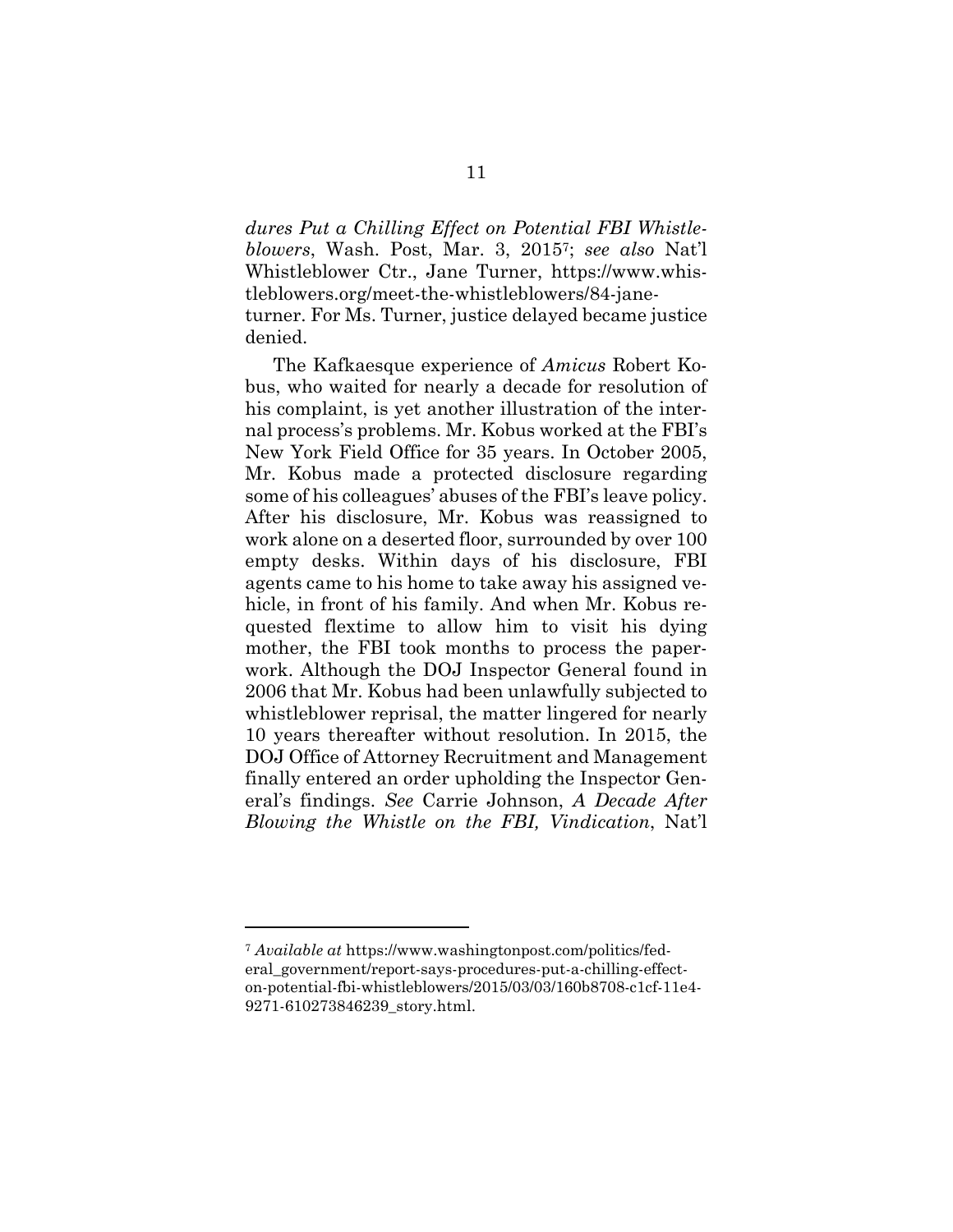*dures Put a Chilling Effect on Potential FBI Whistleblowers*, Wash. Post, Mar. 3, 2015[7]; *see also* Nat'l Whistleblower Ctr., Jane Turner, https://www.whistleblowers.org/meet-the-whistleblowers/84-jane-turner. For Ms. Turner, justice delayed became justice denied.

The Kafkaesque experience of *Amicus* Robert Kobus, who waited for nearly a decade for resolution of his complaint, is yet another illustration of the internal process's problems. Mr. Kobus worked at the FBI's New York Field Office for 35 years. In October 2005, Mr. Kobus made a protected disclosure regarding some of his colleagues' abuses of the FBI's leave policy. After his disclosure, Mr. Kobus was reassigned to work alone on a deserted floor, surrounded by over 100 empty desks. Within days of his disclosure, FBI agents came to his home to take away his assigned vehicle, in front of his family. And when Mr. Kobus requested flextime to allow him to visit his dying mother, the FBI took months to process the paperwork. Although the DOJ Inspector General found in 2006 that Mr. Kobus had been unlawfully subjected to whistleblower reprisal, the matter lingered for nearly 10 years thereafter without resolution. In 2015, the DOJ Office of Attorney Recruitment and Management finally entered an order upholding the Inspector General's findings. *See* Carrie Johnson, *A Decade After Blowing the Whistle on the FBI, Vindication*, Nat'l

---

[7] *Available at* https://www.washingtonpost.com/politics/federal_government/report-says-procedures-put-a-chilling-effect-on-potential-fbi-whistleblowers/2015/03/03/160b8708-c1cf-11e4-9271-610273846239_story.html.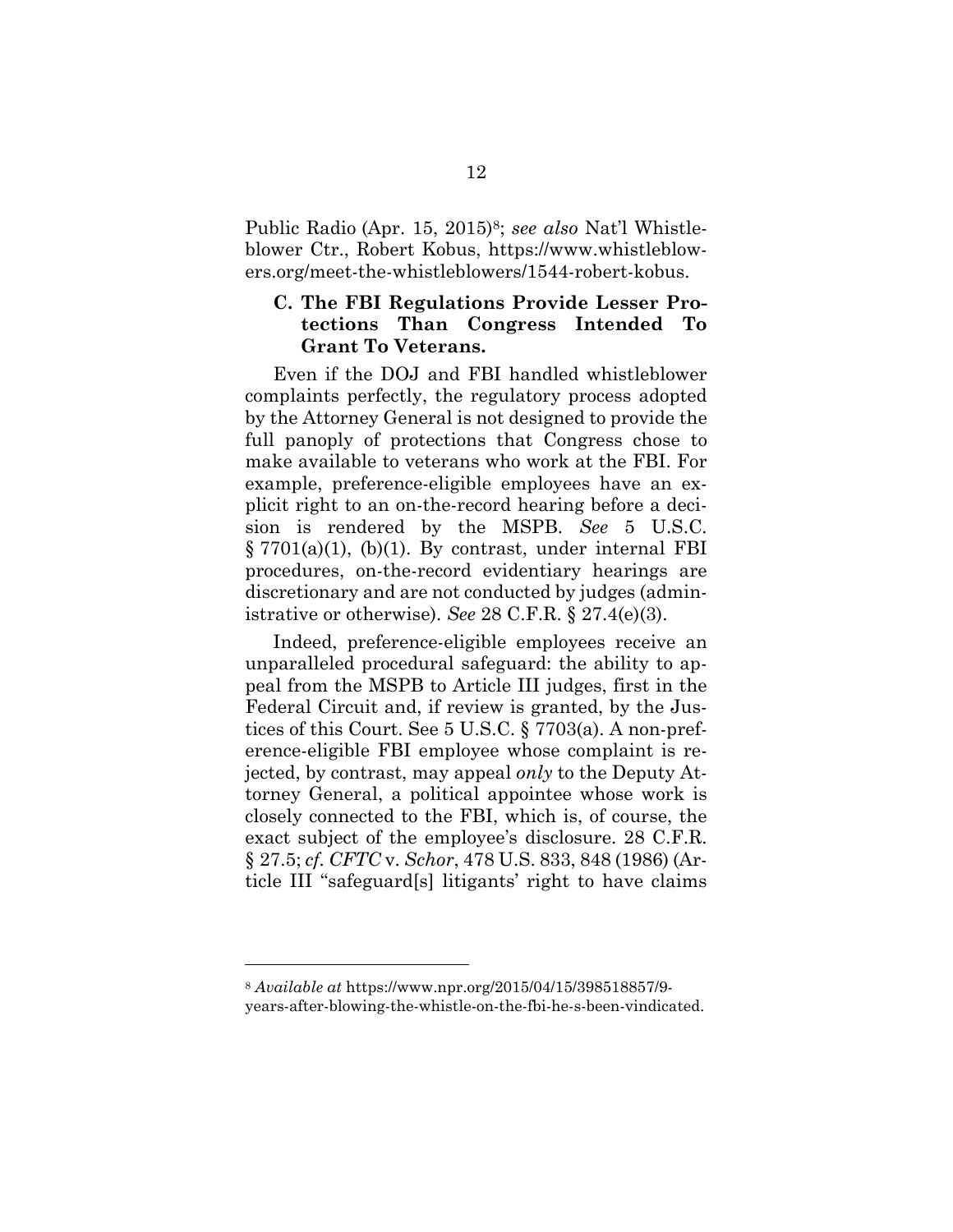Public Radio (Apr. 15, 2015)[8]; *see also* Nat'l Whistleblower Ctr., Robert Kobus, https://www.whistleblowers.org/meet-the-whistleblowers/1544-robert-kobus.

### C. The FBI Regulations Provide Lesser Protections Than Congress Intended To Grant To Veterans.

Even if the DOJ and FBI handled whistleblower complaints perfectly, the regulatory process adopted by the Attorney General is not designed to provide the full panoply of protections that Congress chose to make available to veterans who work at the FBI. For example, preference-eligible employees have an explicit right to an on-the-record hearing before a decision is rendered by the MSPB. *See* 5 U.S.C. § 7701(a)(1), (b)(1). By contrast, under internal FBI procedures, on-the-record evidentiary hearings are discretionary and are not conducted by judges (administrative or otherwise). *See* 28 C.F.R. § 27.4(e)(3).

Indeed, preference-eligible employees receive an unparalleled procedural safeguard: the ability to appeal from the MSPB to Article III judges, first in the Federal Circuit and, if review is granted, by the Justices of this Court. See 5 U.S.C. § 7703(a). A non-preference-eligible FBI employee whose complaint is rejected, by contrast, may appeal *only* to the Deputy Attorney General, a political appointee whose work is closely connected to the FBI, which is, of course, the exact subject of the employee's disclosure. 28 C.F.R. § 27.5; *cf. CFTC* v. *Schor*, 478 U.S. 833, 848 (1986) (Article III "safeguard[s] litigants' right to have claims

---

[8] *Available at* https://www.npr.org/2015/04/15/398518857/9-years-after-blowing-the-whistle-on-the-fbi-he-s-been-vindicated.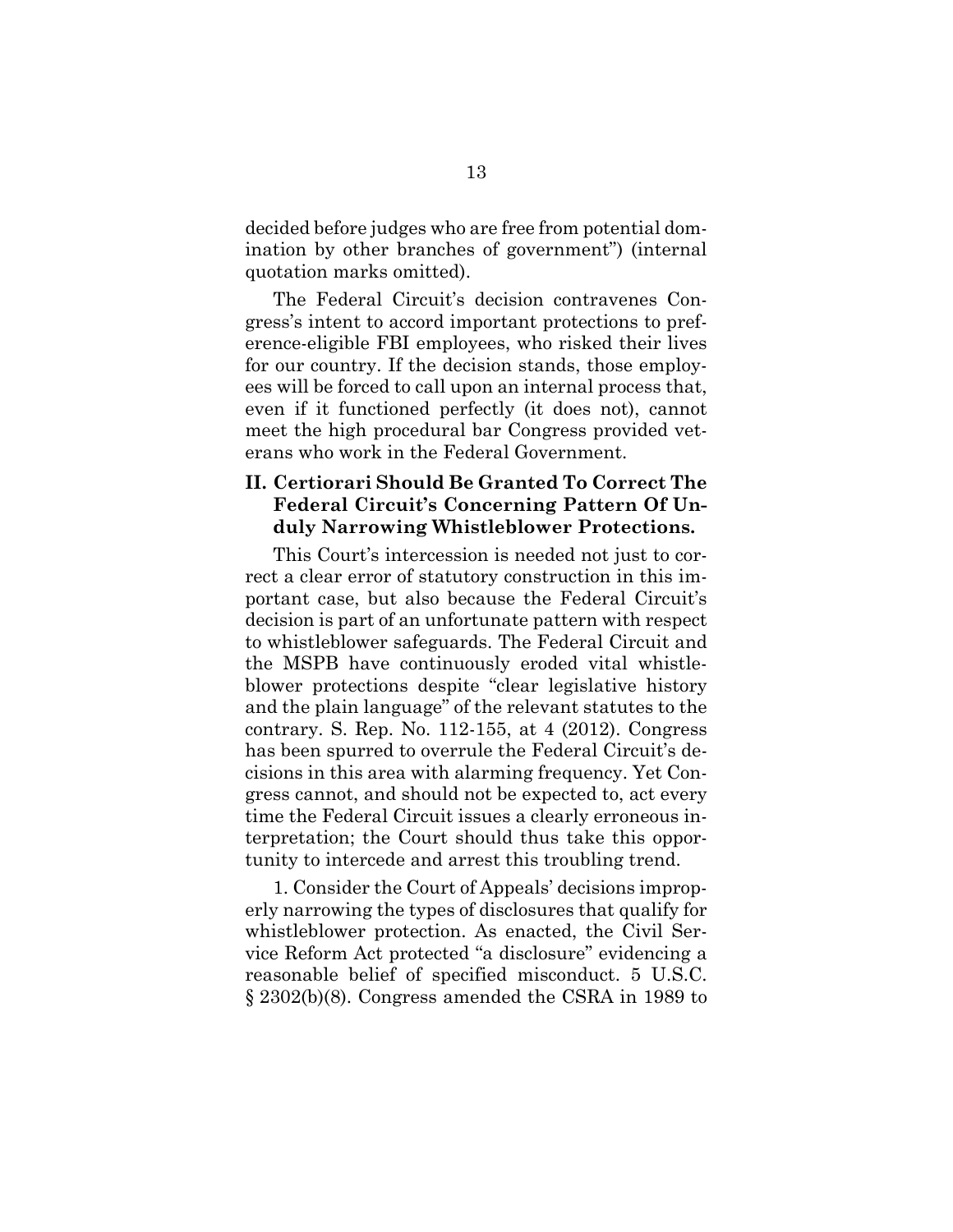decided before judges who are free from potential domination by other branches of government") (internal quotation marks omitted).

The Federal Circuit's decision contravenes Congress's intent to accord important protections to preference-eligible FBI employees, who risked their lives for our country. If the decision stands, those employees will be forced to call upon an internal process that, even if it functioned perfectly (it does not), cannot meet the high procedural bar Congress provided veterans who work in the Federal Government.

## II. Certiorari Should Be Granted To Correct The Federal Circuit's Concerning Pattern Of Unduly Narrowing Whistleblower Protections.

This Court's intercession is needed not just to correct a clear error of statutory construction in this important case, but also because the Federal Circuit's decision is part of an unfortunate pattern with respect to whistleblower safeguards. The Federal Circuit and the MSPB have continuously eroded vital whistleblower protections despite "clear legislative history and the plain language" of the relevant statutes to the contrary. S. Rep. No. 112-155, at 4 (2012). Congress has been spurred to overrule the Federal Circuit's decisions in this area with alarming frequency. Yet Congress cannot, and should not be expected to, act every time the Federal Circuit issues a clearly erroneous interpretation; the Court should thus take this opportunity to intercede and arrest this troubling trend.

1. Consider the Court of Appeals' decisions improperly narrowing the types of disclosures that qualify for whistleblower protection. As enacted, the Civil Service Reform Act protected "a disclosure" evidencing a reasonable belief of specified misconduct. 5 U.S.C. § 2302(b)(8). Congress amended the CSRA in 1989 to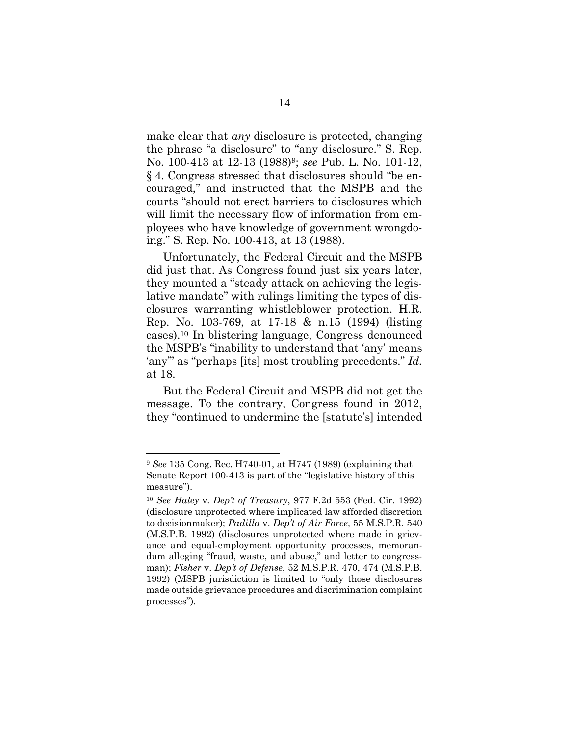make clear that *any* disclosure is protected, changing the phrase "a disclosure" to "any disclosure." S. Rep. No. 100-413 at 12-13 (1988)[9]; *see* Pub. L. No. 101-12, § 4. Congress stressed that disclosures should "be encouraged," and instructed that the MSPB and the courts "should not erect barriers to disclosures which will limit the necessary flow of information from employees who have knowledge of government wrongdoing." S. Rep. No. 100-413, at 13 (1988).

Unfortunately, the Federal Circuit and the MSPB did just that. As Congress found just six years later, they mounted a "steady attack on achieving the legislative mandate" with rulings limiting the types of disclosures warranting whistleblower protection. H.R. Rep. No. 103-769, at 17-18 & n.15 (1994) (listing cases).[10] In blistering language, Congress denounced the MSPB's "inability to understand that 'any' means 'any'" as "perhaps [its] most troubling precedents." *Id.* at 18.

But the Federal Circuit and MSPB did not get the message. To the contrary, Congress found in 2012, they "continued to undermine the [statute's] intended

---

[9] *See* 135 Cong. Rec. H740-01, at H747 (1989) (explaining that Senate Report 100-413 is part of the "legislative history of this measure").

[10] *See Haley* v. *Dep't of Treasury*, 977 F.2d 553 (Fed. Cir. 1992) (disclosure unprotected where implicated law afforded discretion to decisionmaker); *Padilla* v. *Dep't of Air Force*, 55 M.S.P.R. 540 (M.S.P.B. 1992) (disclosures unprotected where made in grievance and equal-employment opportunity processes, memorandum alleging "fraud, waste, and abuse," and letter to congressman); *Fisher* v. *Dep't of Defense*, 52 M.S.P.R. 470, 474 (M.S.P.B. 1992) (MSPB jurisdiction is limited to "only those disclosures made outside grievance procedures and discrimination complaint processes").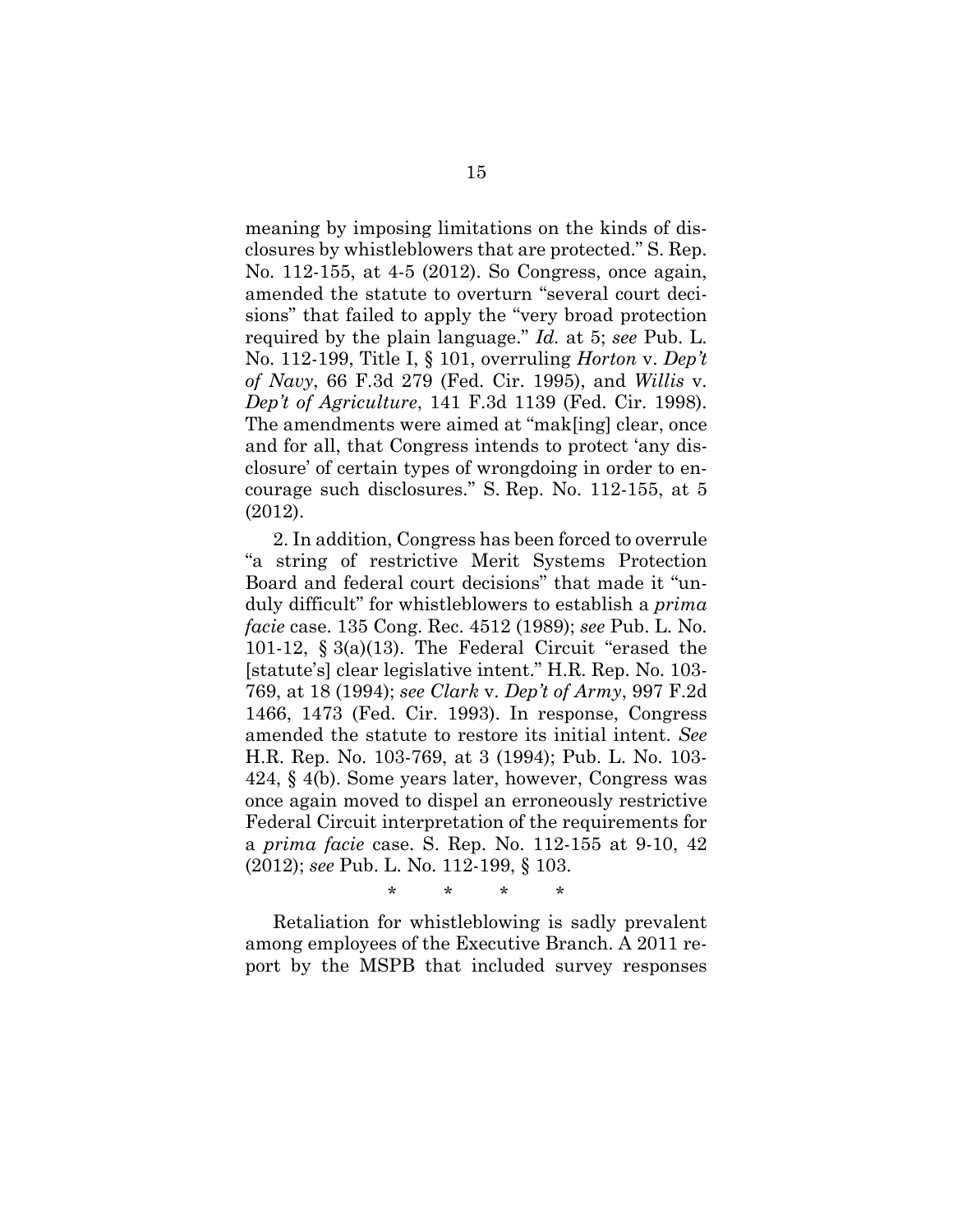meaning by imposing limitations on the kinds of disclosures by whistleblowers that are protected." S. Rep. No. 112-155, at 4-5 (2012). So Congress, once again, amended the statute to overturn "several court decisions" that failed to apply the "very broad protection required by the plain language." *Id.* at 5; *see* Pub. L. No. 112-199, Title I, § 101, overruling *Horton* v. *Dep't of Navy*, 66 F.3d 279 (Fed. Cir. 1995), and *Willis* v. *Dep't of Agriculture*, 141 F.3d 1139 (Fed. Cir. 1998). The amendments were aimed at "mak[ing] clear, once and for all, that Congress intends to protect 'any disclosure' of certain types of wrongdoing in order to encourage such disclosures." S. Rep. No. 112-155, at 5 (2012).

2. In addition, Congress has been forced to overrule "a string of restrictive Merit Systems Protection Board and federal court decisions" that made it "unduly difficult" for whistleblowers to establish a *prima facie* case. 135 Cong. Rec. 4512 (1989); *see* Pub. L. No. 101-12, § 3(a)(13). The Federal Circuit "erased the [statute's] clear legislative intent." H.R. Rep. No. 103-769, at 18 (1994); *see Clark* v. *Dep't of Army*, 997 F.2d 1466, 1473 (Fed. Cir. 1993). In response, Congress amended the statute to restore its initial intent. *See* H.R. Rep. No. 103-769, at 3 (1994); Pub. L. No. 103-424, § 4(b). Some years later, however, Congress was once again moved to dispel an erroneously restrictive Federal Circuit interpretation of the requirements for a *prima facie* case. S. Rep. No. 112-155 at 9-10, 42 (2012); *see* Pub. L. No. 112-199, § 103.

\* \* \* \*

Retaliation for whistleblowing is sadly prevalent among employees of the Executive Branch. A 2011 report by the MSPB that included survey responses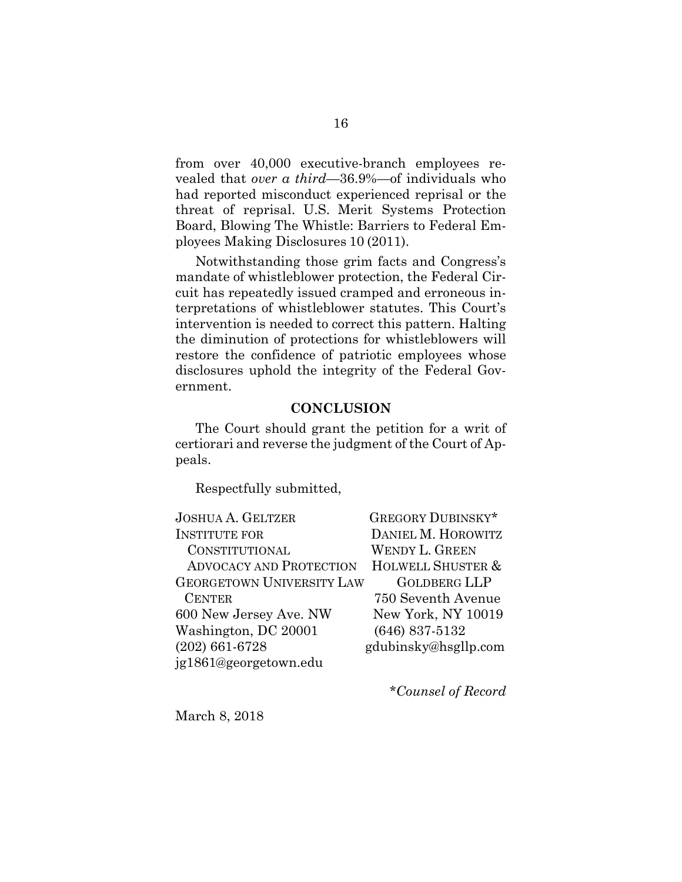from over 40,000 executive-branch employees revealed that *over a third*—36.9%—of individuals who had reported misconduct experienced reprisal or the threat of reprisal. U.S. Merit Systems Protection Board, Blowing The Whistle: Barriers to Federal Employees Making Disclosures 10 (2011).

Notwithstanding those grim facts and Congress's mandate of whistleblower protection, the Federal Circuit has repeatedly issued cramped and erroneous interpretations of whistleblower statutes. This Court's intervention is needed to correct this pattern. Halting the diminution of protections for whistleblowers will restore the confidence of patriotic employees whose disclosures uphold the integrity of the Federal Government.

## CONCLUSION

The Court should grant the petition for a writ of certiorari and reverse the judgment of the Court of Appeals.

Respectfully submitted,

JOSHUA A. GELTZER
INSTITUTE FOR CONSTITUTIONAL ADVOCACY AND PROTECTION
GEORGETOWN UNIVERSITY LAW CENTER
600 New Jersey Ave. NW
Washington, DC 20001
(202) 661-6728
jg1861@georgetown.edu

GREGORY DUBINSKY*
DANIEL M. HOROWITZ
WENDY L. GREEN
HOLWELL SHUSTER & GOLDBERG LLP
750 Seventh Avenue
New York, NY 10019
(646) 837-5132
gdubinsky@hsgllp.com

**Counsel of Record*

March 8, 2018